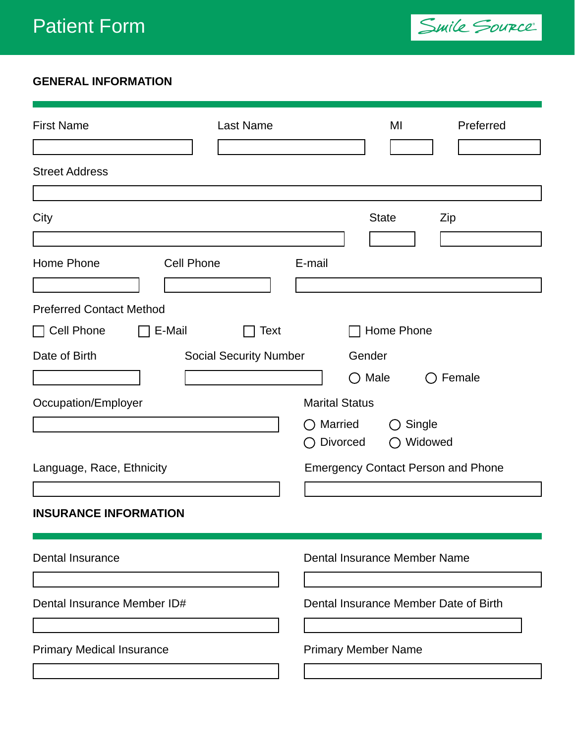# Patient Form

Smile Source

## GENERAL INFORMATION

First Name

Last Name

MI

Preferred

Street Address

City

State

Zip

Home Phone

Cell Phone

E-mail

Preferred Contact Method

☐ Cell Phone ☐ E-Mail ☐ Text ☐ Home Phone

Date of Birth

Social Security Number

Gender

○ Male ○ Female

Occupation/Employer

Marital Status

○ Married ○ Single
○ Divorced ○ Widowed

Language, Race, Ethnicity

Emergency Contact Person and Phone

## INSURANCE INFORMATION

Dental Insurance

Dental Insurance Member Name

Dental Insurance Member ID#

Dental Insurance Member Date of Birth

Primary Medical Insurance

Primary Member Name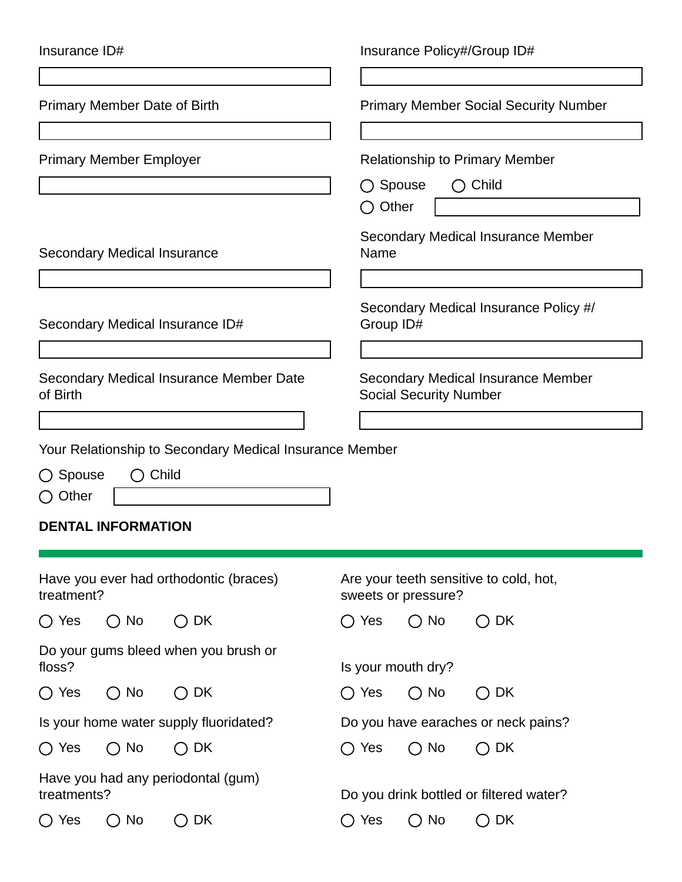Insurance ID#

Insurance Policy#/Group ID#

Primary Member Date of Birth

Primary Member Social Security Number

Primary Member Employer

Relationship to Primary Member

○ Spouse ○ Child
○ Other

Secondary Medical Insurance

Secondary Medical Insurance Member Name

Secondary Medical Insurance ID#

Secondary Medical Insurance Policy #/ Group ID#

Secondary Medical Insurance Member Date of Birth

Secondary Medical Insurance Member Social Security Number

Your Relationship to Secondary Medical Insurance Member

○ Spouse ○ Child
○ Other

**DENTAL INFORMATION**

Have you ever had orthodontic (braces) treatment?

○ Yes ○ No ○ DK

Do your gums bleed when you brush or floss?

○ Yes ○ No ○ DK

Is your home water supply fluoridated?

○ Yes ○ No ○ DK

Have you had any periodontal (gum) treatments?

○ Yes ○ No ○ DK

Are your teeth sensitive to cold, hot, sweets or pressure?

○ Yes ○ No ○ DK

Is your mouth dry?

○ Yes ○ No ○ DK

Do you have earaches or neck pains?

○ Yes ○ No ○ DK

Do you drink bottled or filtered water?

○ Yes ○ No ○ DK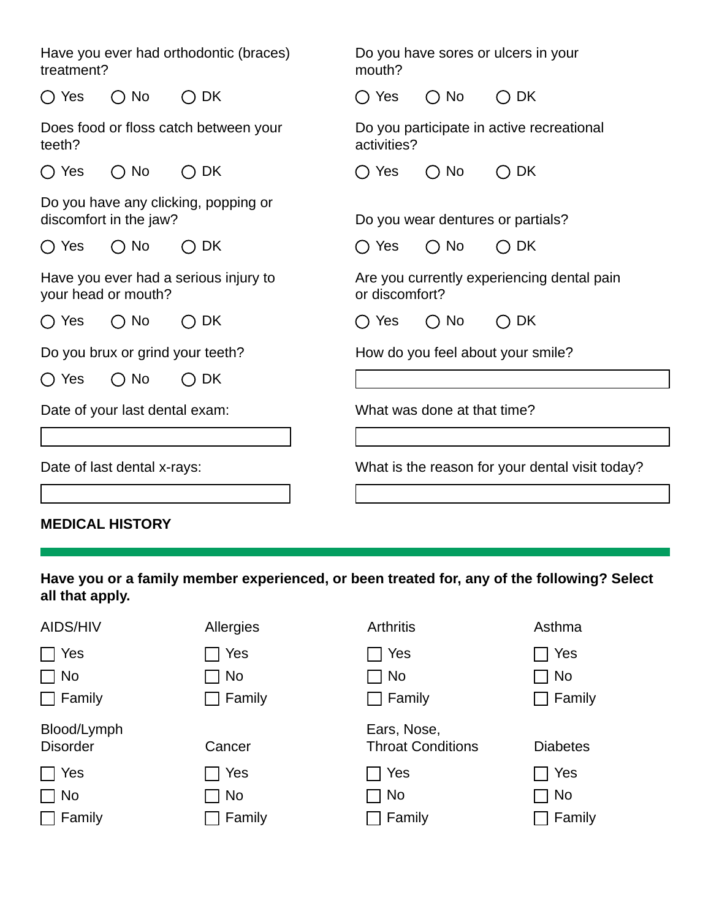Have you ever had orthodontic (braces) treatment?

◯ Yes ◯ No ◯ DK

Does food or floss catch between your teeth?

◯ Yes ◯ No ◯ DK

Do you have any clicking, popping or discomfort in the jaw?

◯ Yes ◯ No ◯ DK

Have you ever had a serious injury to your head or mouth?

◯ Yes ◯ No ◯ DK

Do you brux or grind your teeth?

◯ Yes ◯ No ◯ DK

Date of your last dental exam:

\_\_\_\_\_\_\_\_\_\_\_\_\_\_\_\_\_\_\_\_

Date of last dental x-rays:

\_\_\_\_\_\_\_\_\_\_\_\_\_\_\_\_\_\_\_\_

Do you have sores or ulcers in your mouth?

◯ Yes ◯ No ◯ DK

Do you participate in active recreational activities?

◯ Yes ◯ No ◯ DK

Do you wear dentures or partials?

◯ Yes ◯ No ◯ DK

Are you currently experiencing dental pain or discomfort?

◯ Yes ◯ No ◯ DK

How do you feel about your smile?

\_\_\_\_\_\_\_\_\_\_\_\_\_\_\_\_\_\_\_\_

What was done at that time?

\_\_\_\_\_\_\_\_\_\_\_\_\_\_\_\_\_\_\_\_

What is the reason for your dental visit today?

\_\_\_\_\_\_\_\_\_\_\_\_\_\_\_\_\_\_\_\_

## MEDICAL HISTORY

**Have you or a family member experienced, or been treated for, any of the following? Select all that apply.**

| AIDS/HIV | Allergies | Arthritis | Asthma |
|---|---|---|---|
| ☐ Yes | ☐ Yes | ☐ Yes | ☐ Yes |
| ☐ No | ☐ No | ☐ No | ☐ No |
| ☐ Family | ☐ Family | ☐ Family | ☐ Family |

| Blood/Lymph Disorder | Cancer | Ears, Nose, Throat Conditions | Diabetes |
|---|---|---|---|
| ☐ Yes | ☐ Yes | ☐ Yes | ☐ Yes |
| ☐ No | ☐ No | ☐ No | ☐ No |
| ☐ Family | ☐ Family | ☐ Family | ☐ Family |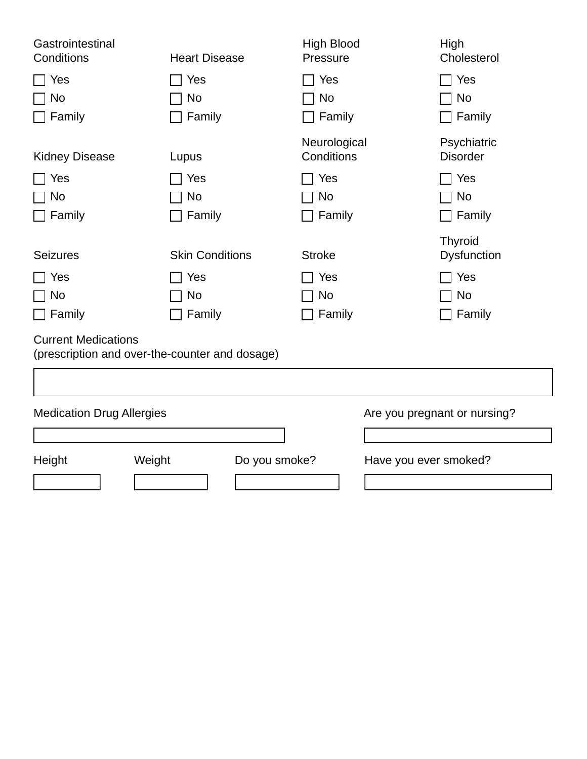**Gastrointestinal Conditions**

- ☐ Yes
- ☐ No
- ☐ Family

**Heart Disease**

- ☐ Yes
- ☐ No
- ☐ Family

**High Blood Pressure**

- ☐ Yes
- ☐ No
- ☐ Family

**High Cholesterol**

- ☐ Yes
- ☐ No
- ☐ Family

**Kidney Disease**

- ☐ Yes
- ☐ No
- ☐ Family

**Lupus**

- ☐ Yes
- ☐ No
- ☐ Family

**Neurological Conditions**

- ☐ Yes
- ☐ No
- ☐ Family

**Psychiatric Disorder**

- ☐ Yes
- ☐ No
- ☐ Family

**Seizures**

- ☐ Yes
- ☐ No
- ☐ Family

**Skin Conditions**

- ☐ Yes
- ☐ No
- ☐ Family

**Stroke**

- ☐ Yes
- ☐ No
- ☐ Family

**Thyroid Dysfunction**

- ☐ Yes
- ☐ No
- ☐ Family

Current Medications
(prescription and over-the-counter and dosage)

______________________________

Medication Drug Allergies

______________________________

Are you pregnant or nursing?

______________________________

Height

__________

Weight

__________

Do you smoke?

__________

Have you ever smoked?

__________